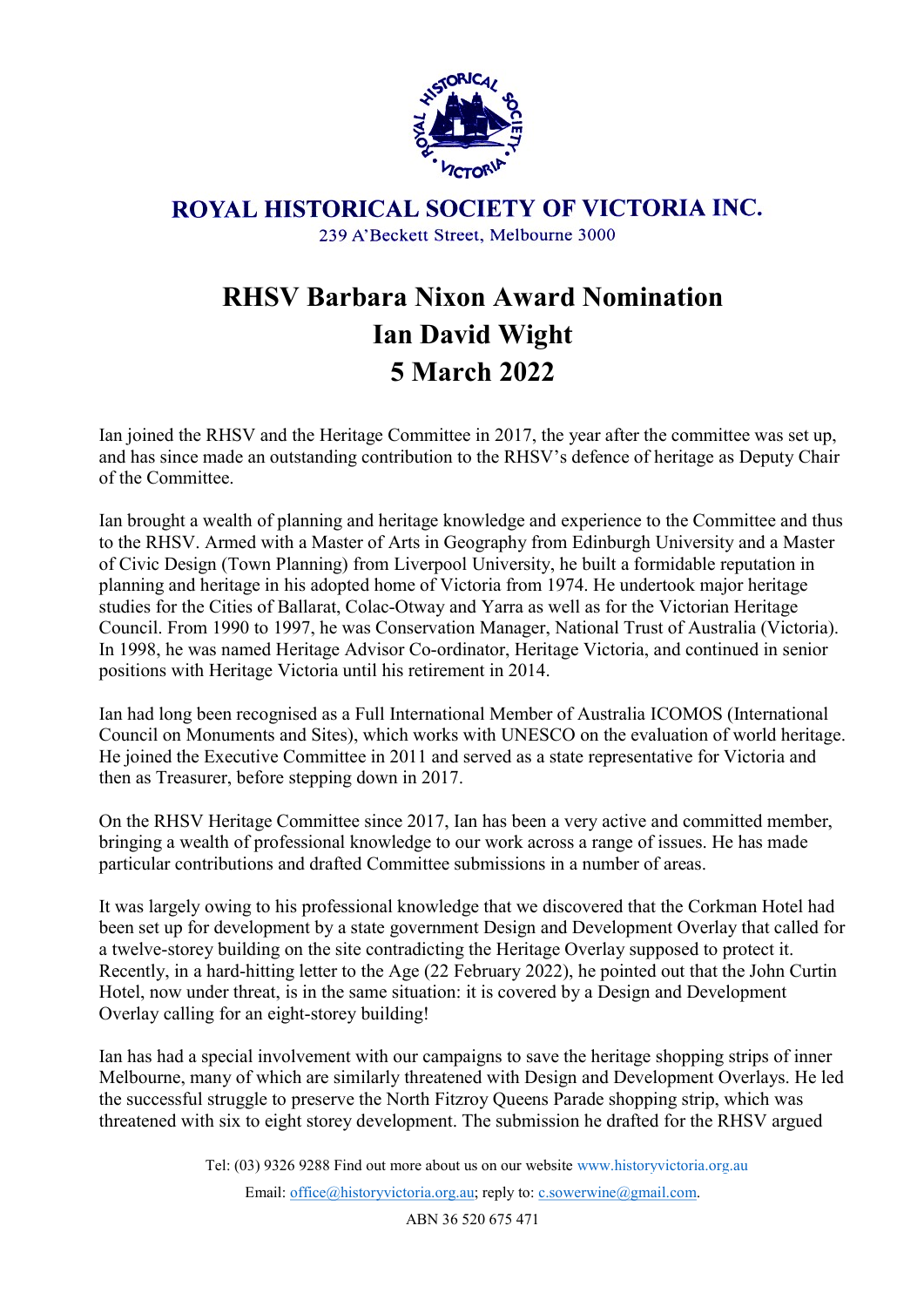**ROYAL HISTORICAL SOCIETY OF VICTORIA INC.**
239 A'Beckett Street, Melbourne 3000

# RHSV Barbara Nixon Award Nomination
# Ian David Wight
# 5 March 2022

Ian joined the RHSV and the Heritage Committee in 2017, the year after the committee was set up, and has since made an outstanding contribution to the RHSV's defence of heritage as Deputy Chair of the Committee.

Ian brought a wealth of planning and heritage knowledge and experience to the Committee and thus to the RHSV. Armed with a Master of Arts in Geography from Edinburgh University and a Master of Civic Design (Town Planning) from Liverpool University, he built a formidable reputation in planning and heritage in his adopted home of Victoria from 1974. He undertook major heritage studies for the Cities of Ballarat, Colac-Otway and Yarra as well as for the Victorian Heritage Council. From 1990 to 1997, he was Conservation Manager, National Trust of Australia (Victoria). In 1998, he was named Heritage Advisor Co-ordinator, Heritage Victoria, and continued in senior positions with Heritage Victoria until his retirement in 2014.

Ian had long been recognised as a Full International Member of Australia ICOMOS (International Council on Monuments and Sites), which works with UNESCO on the evaluation of world heritage. He joined the Executive Committee in 2011 and served as a state representative for Victoria and then as Treasurer, before stepping down in 2017.

On the RHSV Heritage Committee since 2017, Ian has been a very active and committed member, bringing a wealth of professional knowledge to our work across a range of issues. He has made particular contributions and drafted Committee submissions in a number of areas.

It was largely owing to his professional knowledge that we discovered that the Corkman Hotel had been set up for development by a state government Design and Development Overlay that called for a twelve-storey building on the site contradicting the Heritage Overlay supposed to protect it. Recently, in a hard-hitting letter to the Age (22 February 2022), he pointed out that the John Curtin Hotel, now under threat, is in the same situation: it is covered by a Design and Development Overlay calling for an eight-storey building!

Ian has had a special involvement with our campaigns to save the heritage shopping strips of inner Melbourne, many of which are similarly threatened with Design and Development Overlays. He led the successful struggle to preserve the North Fitzroy Queens Parade shopping strip, which was threatened with six to eight storey development. The submission he drafted for the RHSV argued

Tel: (03) 9326 9288 Find out more about us on our website www.historyvictoria.org.au
Email: office@historyvictoria.org.au; reply to: c.sowerwine@gmail.com.
ABN 36 520 675 471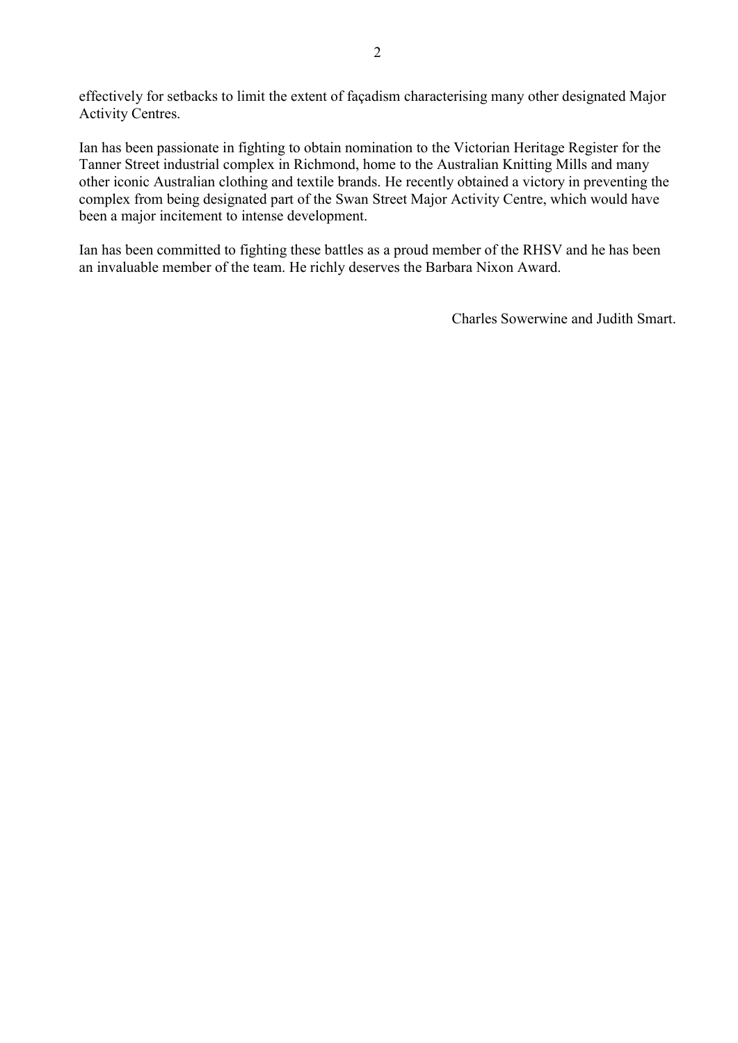effectively for setbacks to limit the extent of façadism characterising many other designated Major Activity Centres.

Ian has been passionate in fighting to obtain nomination to the Victorian Heritage Register for the Tanner Street industrial complex in Richmond, home to the Australian Knitting Mills and many other iconic Australian clothing and textile brands. He recently obtained a victory in preventing the complex from being designated part of the Swan Street Major Activity Centre, which would have been a major incitement to intense development.

Ian has been committed to fighting these battles as a proud member of the RHSV and he has been an invaluable member of the team. He richly deserves the Barbara Nixon Award.

Charles Sowerwine and Judith Smart.